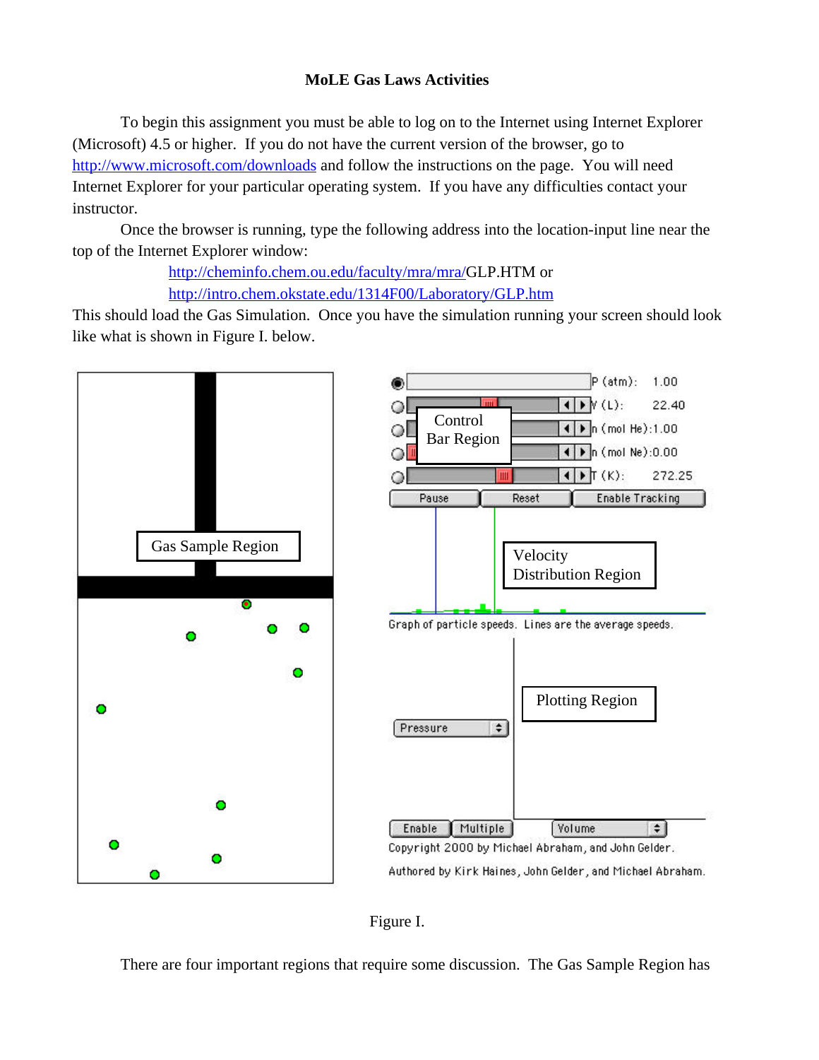# MoLE Gas Laws Activities

To begin this assignment you must be able to log on to the Internet using Internet Explorer (Microsoft) 4.5 or higher. If you do not have the current version of the browser, go to http://www.microsoft.com/downloads and follow the instructions on the page. You will need Internet Explorer for your particular operating system. If you have any difficulties contact your instructor.

Once the browser is running, type the following address into the location-input line near the top of the Internet Explorer window:

http://cheminfo.chem.ou.edu/faculty/mra/mra/GLP.HTM or
http://intro.chem.okstate.edu/1314F00/Laboratory/GLP.htm

This should load the Gas Simulation. Once you have the simulation running your screen should look like what is shown in Figure I. below.

Figure I.

There are four important regions that require some discussion. The Gas Sample Region has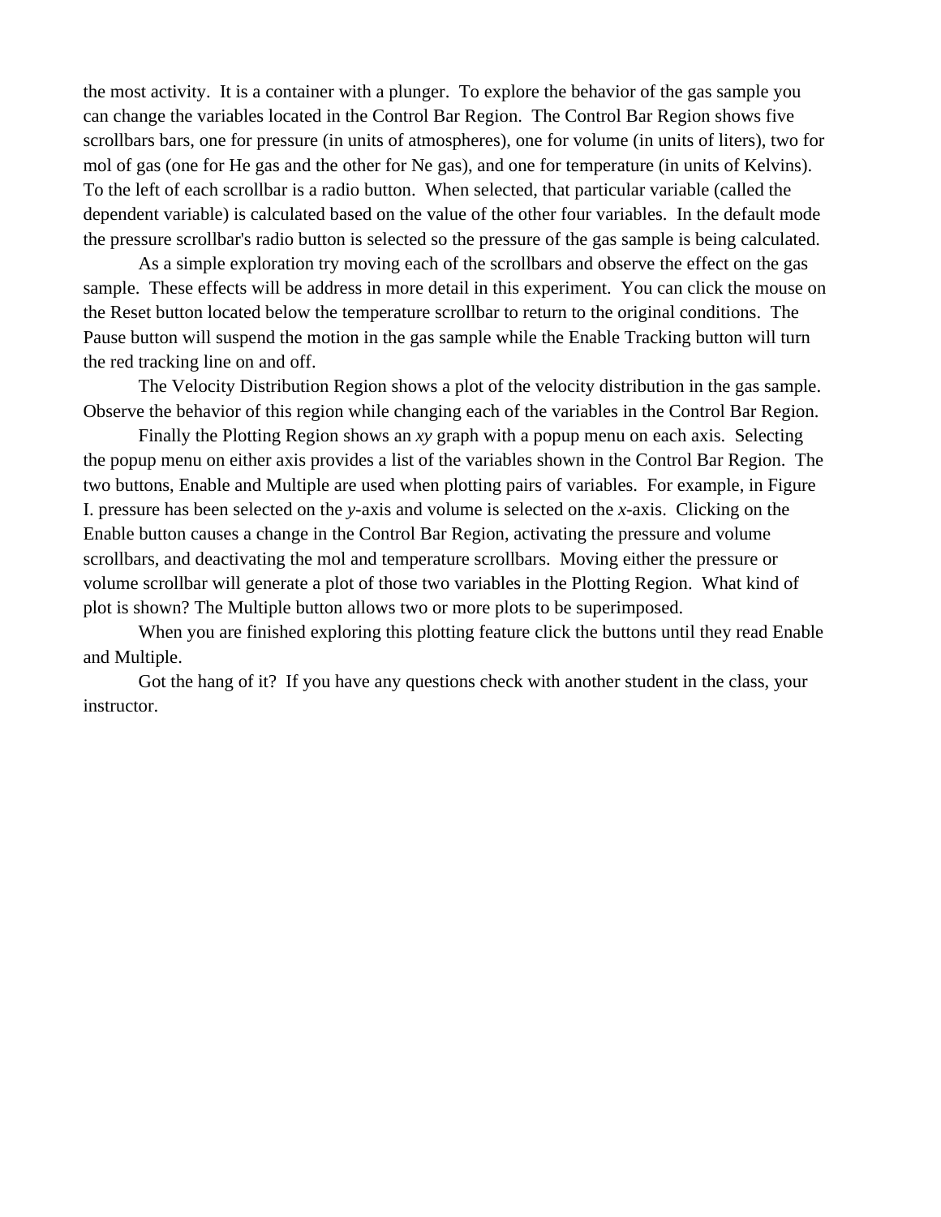the most activity. It is a container with a plunger. To explore the behavior of the gas sample you can change the variables located in the Control Bar Region. The Control Bar Region shows five scrollbars bars, one for pressure (in units of atmospheres), one for volume (in units of liters), two for mol of gas (one for He gas and the other for Ne gas), and one for temperature (in units of Kelvins). To the left of each scrollbar is a radio button. When selected, that particular variable (called the dependent variable) is calculated based on the value of the other four variables. In the default mode the pressure scrollbar's radio button is selected so the pressure of the gas sample is being calculated.

As a simple exploration try moving each of the scrollbars and observe the effect on the gas sample. These effects will be address in more detail in this experiment. You can click the mouse on the Reset button located below the temperature scrollbar to return to the original conditions. The Pause button will suspend the motion in the gas sample while the Enable Tracking button will turn the red tracking line on and off.

The Velocity Distribution Region shows a plot of the velocity distribution in the gas sample. Observe the behavior of this region while changing each of the variables in the Control Bar Region.

Finally the Plotting Region shows an *xy* graph with a popup menu on each axis. Selecting the popup menu on either axis provides a list of the variables shown in the Control Bar Region. The two buttons, Enable and Multiple are used when plotting pairs of variables. For example, in Figure I. pressure has been selected on the *y*-axis and volume is selected on the *x*-axis. Clicking on the Enable button causes a change in the Control Bar Region, activating the pressure and volume scrollbars, and deactivating the mol and temperature scrollbars. Moving either the pressure or volume scrollbar will generate a plot of those two variables in the Plotting Region. What kind of plot is shown? The Multiple button allows two or more plots to be superimposed.

When you are finished exploring this plotting feature click the buttons until they read Enable and Multiple.

Got the hang of it? If you have any questions check with another student in the class, your instructor.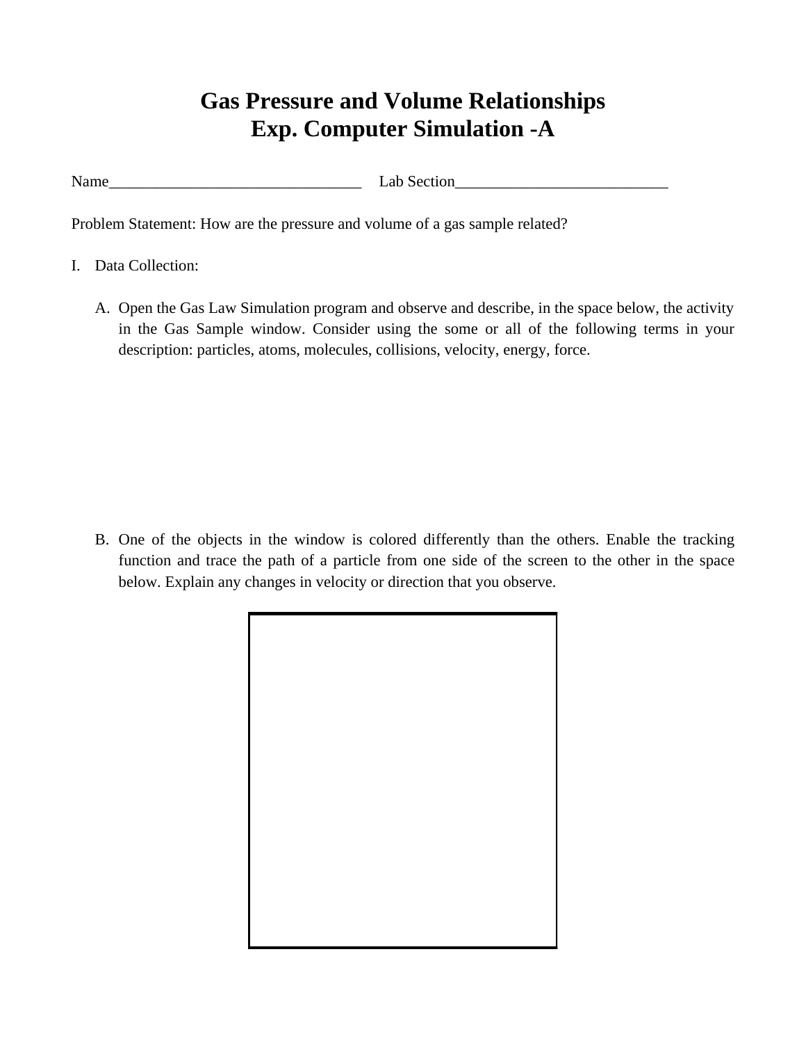# Gas Pressure and Volume Relationships
# Exp. Computer Simulation -A

Name_________________________________ Lab Section____________________________

Problem Statement: How are the pressure and volume of a gas sample related?

I. Data Collection:

A. Open the Gas Law Simulation program and observe and describe, in the space below, the activity in the Gas Sample window. Consider using the some or all of the following terms in your description: particles, atoms, molecules, collisions, velocity, energy, force.

B. One of the objects in the window is colored differently than the others. Enable the tracking function and trace the path of a particle from one side of the screen to the other in the space below. Explain any changes in velocity or direction that you observe.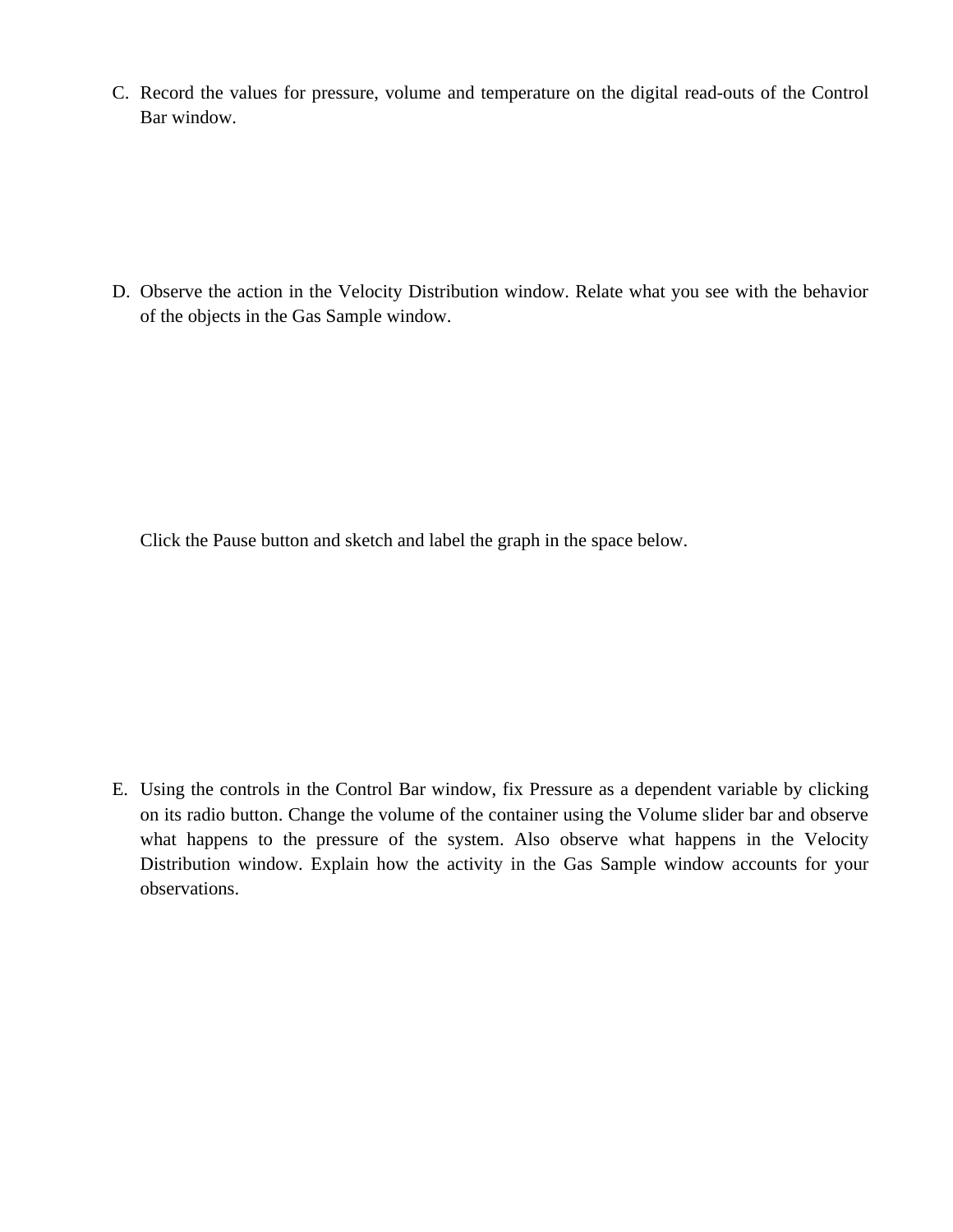C. Record the values for pressure, volume and temperature on the digital read-outs of the Control Bar window.

D. Observe the action in the Velocity Distribution window. Relate what you see with the behavior of the objects in the Gas Sample window.

Click the Pause button and sketch and label the graph in the space below.

E. Using the controls in the Control Bar window, fix Pressure as a dependent variable by clicking on its radio button. Change the volume of the container using the Volume slider bar and observe what happens to the pressure of the system. Also observe what happens in the Velocity Distribution window. Explain how the activity in the Gas Sample window accounts for your observations.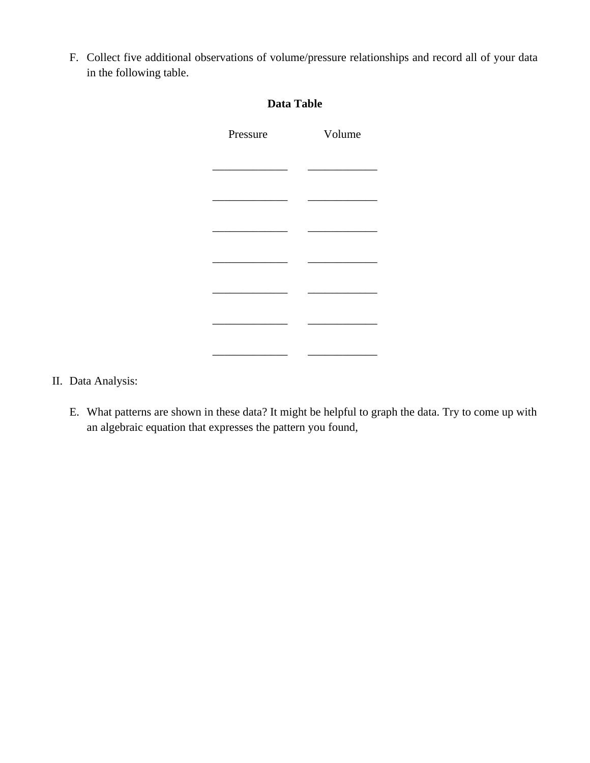F. Collect five additional observations of volume/pressure relationships and record all of your data in the following table.

**Data Table**

| Pressure | Volume |
| --- | --- |
| _____________ | ____________ |
| _____________ | ____________ |
| _____________ | ____________ |
| _____________ | ____________ |
| _____________ | ____________ |
| _____________ | ____________ |
| _____________ | ____________ |

II. Data Analysis:

E. What patterns are shown in these data? It might be helpful to graph the data. Try to come up with an algebraic equation that expresses the pattern you found,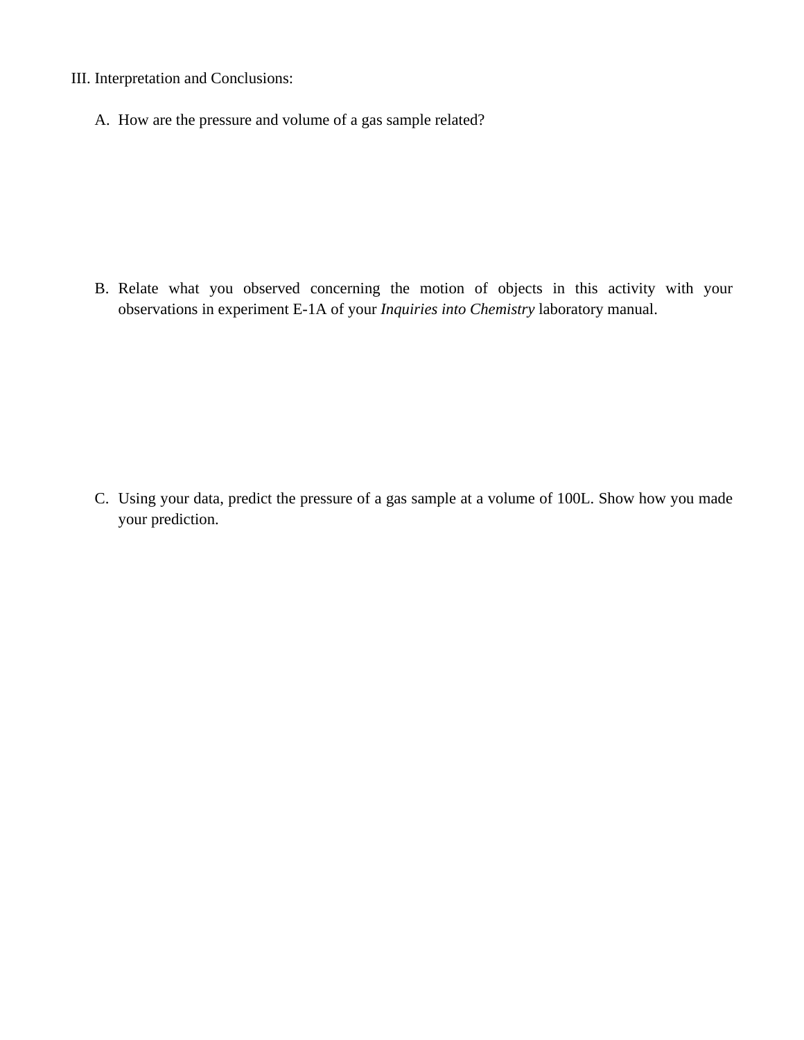III. Interpretation and Conclusions:

A. How are the pressure and volume of a gas sample related?

B. Relate what you observed concerning the motion of objects in this activity with your observations in experiment E-1A of your *Inquiries into Chemistry* laboratory manual.

C. Using your data, predict the pressure of a gas sample at a volume of 100L. Show how you made your prediction.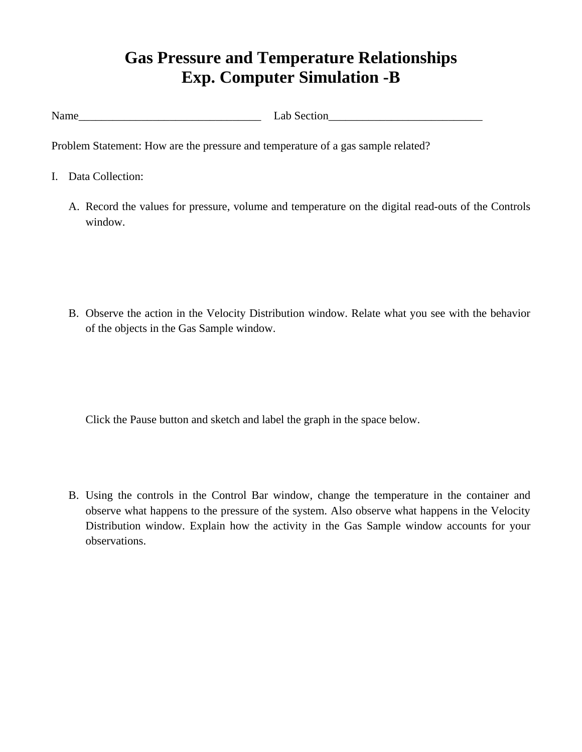# Gas Pressure and Temperature Relationships
# Exp. Computer Simulation -B

Name________________________________ Lab Section___________________________

Problem Statement: How are the pressure and temperature of a gas sample related?

I. Data Collection:

   A. Record the values for pressure, volume and temperature on the digital read-outs of the Controls window.

   B. Observe the action in the Velocity Distribution window. Relate what you see with the behavior of the objects in the Gas Sample window.

      Click the Pause button and sketch and label the graph in the space below.

   B. Using the controls in the Control Bar window, change the temperature in the container and observe what happens to the pressure of the system. Also observe what happens in the Velocity Distribution window. Explain how the activity in the Gas Sample window accounts for your observations.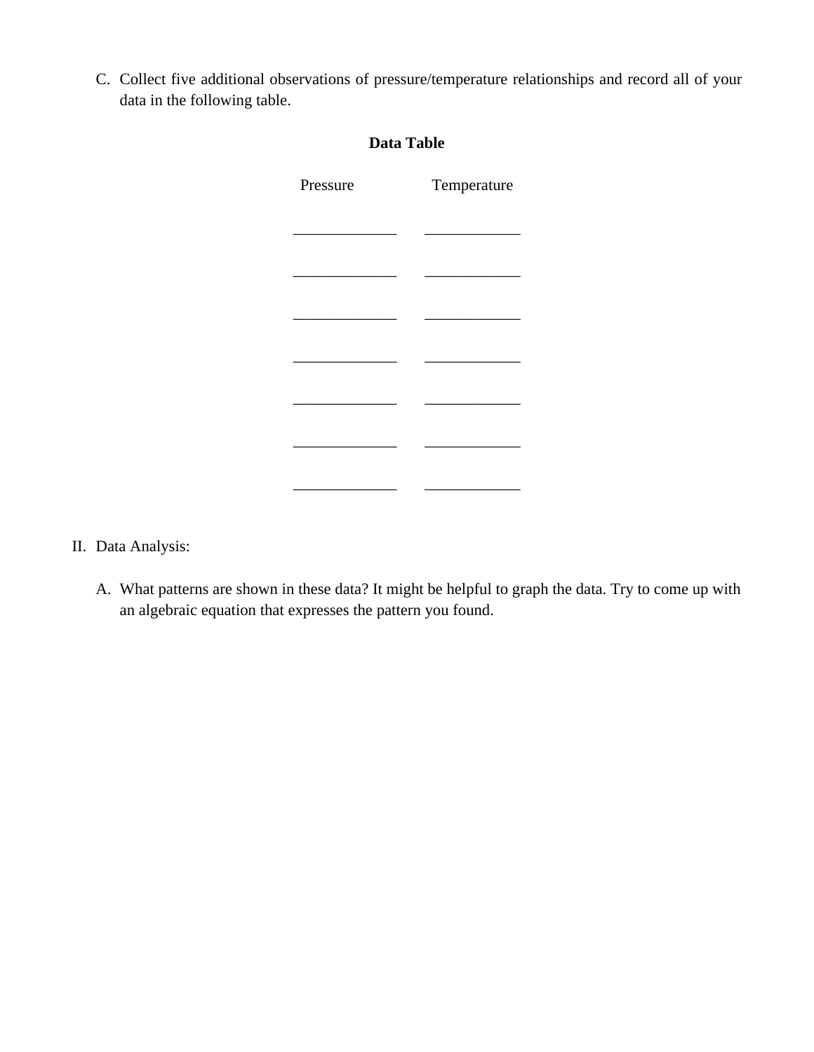C. Collect five additional observations of pressure/temperature relationships and record all of your data in the following table.

**Data Table**

| Pressure | Temperature |
| --- | --- |
| _____________ | ____________ |
| _____________ | ____________ |
| _____________ | ____________ |
| _____________ | ____________ |
| _____________ | ____________ |
| _____________ | ____________ |
| _____________ | ____________ |

II. Data Analysis:

A. What patterns are shown in these data? It might be helpful to graph the data. Try to come up with an algebraic equation that expresses the pattern you found.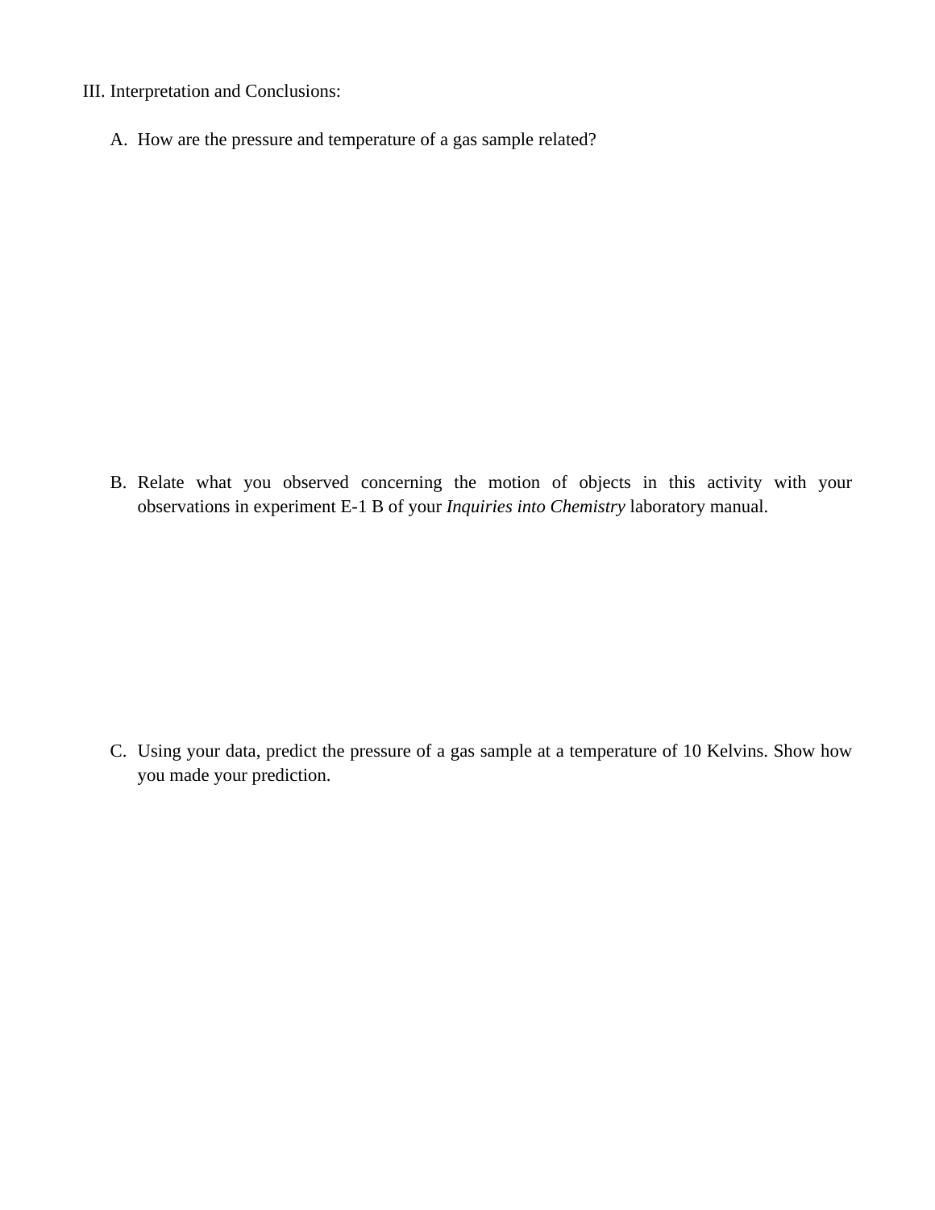III. Interpretation and Conclusions:

A. How are the pressure and temperature of a gas sample related?

B. Relate what you observed concerning the motion of objects in this activity with your observations in experiment E-1 B of your *Inquiries into Chemistry* laboratory manual.

C. Using your data, predict the pressure of a gas sample at a temperature of 10 Kelvins. Show how you made your prediction.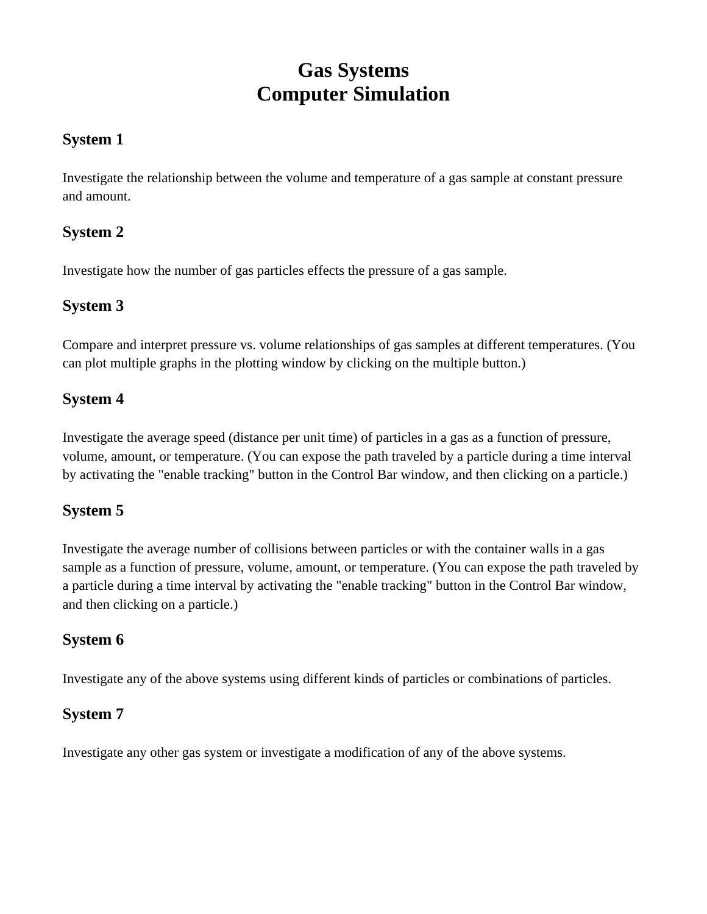# Gas Systems
# Computer Simulation

## System 1

Investigate the relationship between the volume and temperature of a gas sample at constant pressure and amount.

## System 2

Investigate how the number of gas particles effects the pressure of a gas sample.

## System 3

Compare and interpret pressure vs. volume relationships of gas samples at different temperatures. (You can plot multiple graphs in the plotting window by clicking on the multiple button.)

## System 4

Investigate the average speed (distance per unit time) of particles in a gas as a function of pressure, volume, amount, or temperature. (You can expose the path traveled by a particle during a time interval by activating the "enable tracking" button in the Control Bar window, and then clicking on a particle.)

## System 5

Investigate the average number of collisions between particles or with the container walls in a gas sample as a function of pressure, volume, amount, or temperature. (You can expose the path traveled by a particle during a time interval by activating the "enable tracking" button in the Control Bar window, and then clicking on a particle.)

## System 6

Investigate any of the above systems using different kinds of particles or combinations of particles.

## System 7

Investigate any other gas system or investigate a modification of any of the above systems.